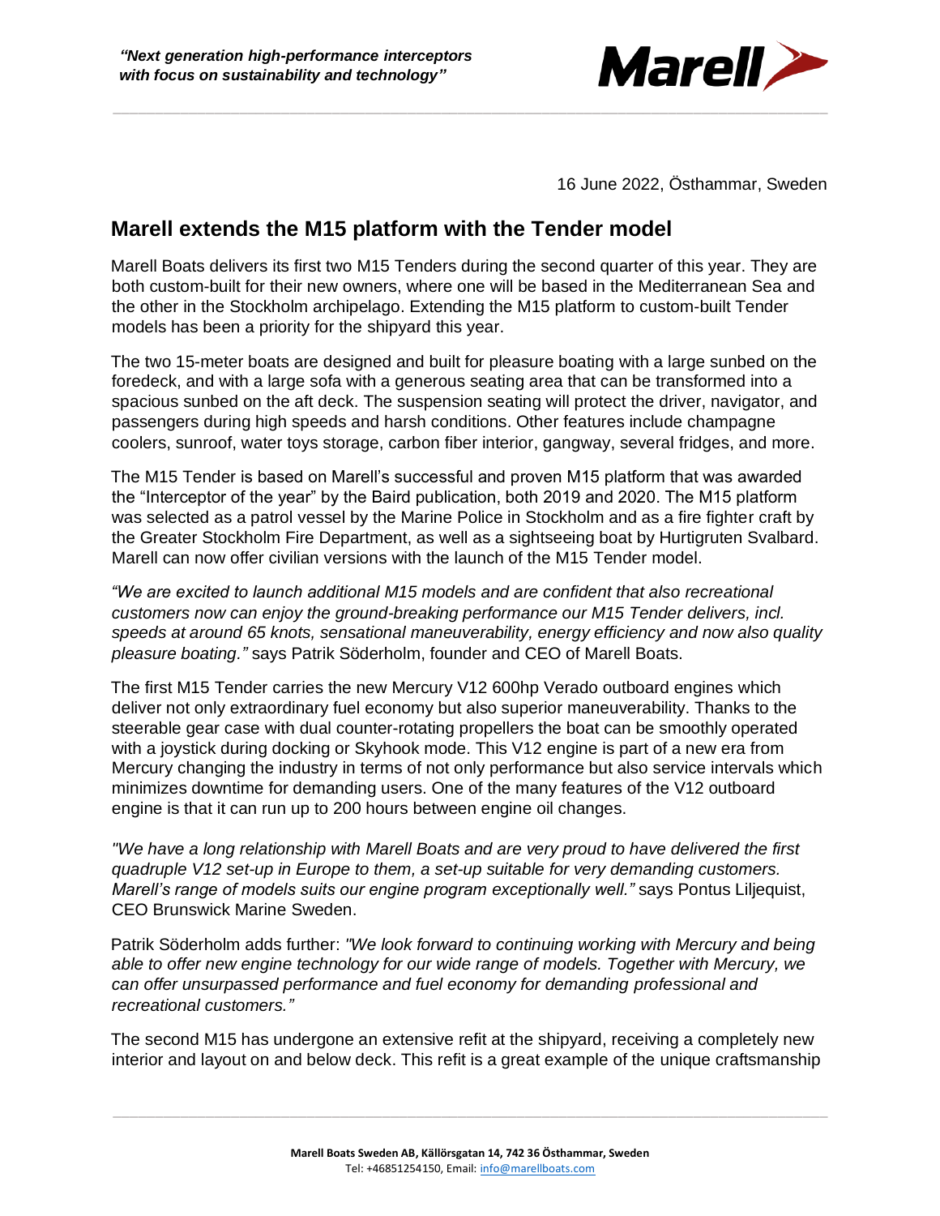*"Next generation high-performance interceptors with focus on sustainability and technology"*

16 June 2022, Östhammar, Sweden

## Marell extends the M15 platform with the Tender model

Marell Boats delivers its first two M15 Tenders during the second quarter of this year. They are both custom-built for their new owners, where one will be based in the Mediterranean Sea and the other in the Stockholm archipelago. Extending the M15 platform to custom-built Tender models has been a priority for the shipyard this year.

The two 15-meter boats are designed and built for pleasure boating with a large sunbed on the foredeck, and with a large sofa with a generous seating area that can be transformed into a spacious sunbed on the aft deck. The suspension seating will protect the driver, navigator, and passengers during high speeds and harsh conditions. Other features include champagne coolers, sunroof, water toys storage, carbon fiber interior, gangway, several fridges, and more.

The M15 Tender is based on Marell's successful and proven M15 platform that was awarded the "Interceptor of the year" by the Baird publication, both 2019 and 2020. The M15 platform was selected as a patrol vessel by the Marine Police in Stockholm and as a fire fighter craft by the Greater Stockholm Fire Department, as well as a sightseeing boat by Hurtigruten Svalbard. Marell can now offer civilian versions with the launch of the M15 Tender model.

*"We are excited to launch additional M15 models and are confident that also recreational customers now can enjoy the ground-breaking performance our M15 Tender delivers, incl. speeds at around 65 knots, sensational maneuverability, energy efficiency and now also quality pleasure boating."* says Patrik Söderholm, founder and CEO of Marell Boats.

The first M15 Tender carries the new Mercury V12 600hp Verado outboard engines which deliver not only extraordinary fuel economy but also superior maneuverability. Thanks to the steerable gear case with dual counter-rotating propellers the boat can be smoothly operated with a joystick during docking or Skyhook mode. This V12 engine is part of a new era from Mercury changing the industry in terms of not only performance but also service intervals which minimizes downtime for demanding users. One of the many features of the V12 outboard engine is that it can run up to 200 hours between engine oil changes.

*"We have a long relationship with Marell Boats and are very proud to have delivered the first quadruple V12 set-up in Europe to them, a set-up suitable for very demanding customers. Marell's range of models suits our engine program exceptionally well."* says Pontus Liljequist, CEO Brunswick Marine Sweden.

Patrik Söderholm adds further: *"We look forward to continuing working with Mercury and being able to offer new engine technology for our wide range of models. Together with Mercury, we can offer unsurpassed performance and fuel economy for demanding professional and recreational customers."*

The second M15 has undergone an extensive refit at the shipyard, receiving a completely new interior and layout on and below deck. This refit is a great example of the unique craftsmanship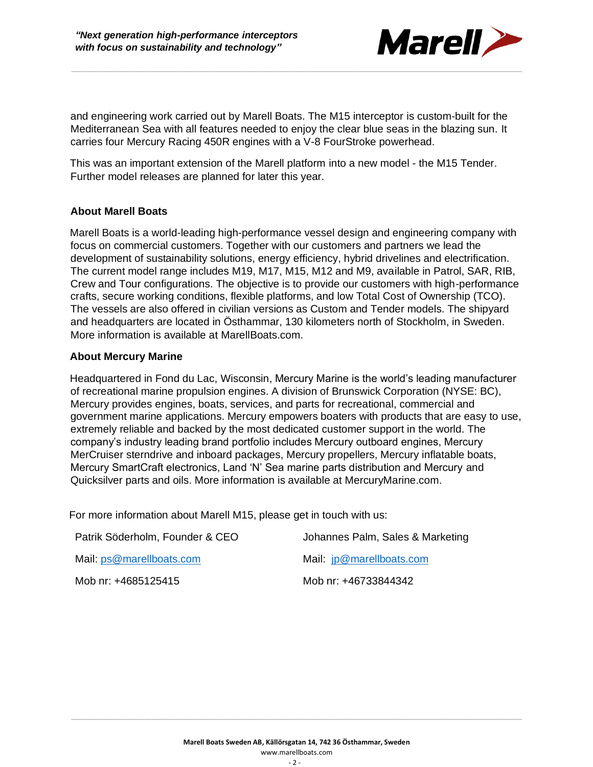and engineering work carried out by Marell Boats. The M15 interceptor is custom-built for the Mediterranean Sea with all features needed to enjoy the clear blue seas in the blazing sun. It carries four Mercury Racing 450R engines with a V-8 FourStroke powerhead.

This was an important extension of the Marell platform into a new model - the M15 Tender. Further model releases are planned for later this year.

**About Marell Boats**

Marell Boats is a world-leading high-performance vessel design and engineering company with focus on commercial customers. Together with our customers and partners we lead the development of sustainability solutions, energy efficiency, hybrid drivelines and electrification. The current model range includes M19, M17, M15, M12 and M9, available in Patrol, SAR, RIB, Crew and Tour configurations. The objective is to provide our customers with high-performance crafts, secure working conditions, flexible platforms, and low Total Cost of Ownership (TCO). The vessels are also offered in civilian versions as Custom and Tender models. The shipyard and headquarters are located in Östhammar, 130 kilometers north of Stockholm, in Sweden. More information is available at MarellBoats.com.

**About Mercury Marine**

Headquartered in Fond du Lac, Wisconsin, Mercury Marine is the world's leading manufacturer of recreational marine propulsion engines. A division of Brunswick Corporation (NYSE: BC), Mercury provides engines, boats, services, and parts for recreational, commercial and government marine applications. Mercury empowers boaters with products that are easy to use, extremely reliable and backed by the most dedicated customer support in the world. The company's industry leading brand portfolio includes Mercury outboard engines, Mercury MerCruiser sterndrive and inboard packages, Mercury propellers, Mercury inflatable boats, Mercury SmartCraft electronics, Land 'N' Sea marine parts distribution and Mercury and Quicksilver parts and oils. More information is available at MercuryMarine.com.

For more information about Marell M15, please get in touch with us:

Patrik Söderholm, Founder & CEO
Mail: ps@marellboats.com
Mob nr: +4685125415

Johannes Palm, Sales & Marketing
Mail: jp@marellboats.com
Mob nr: +46733844342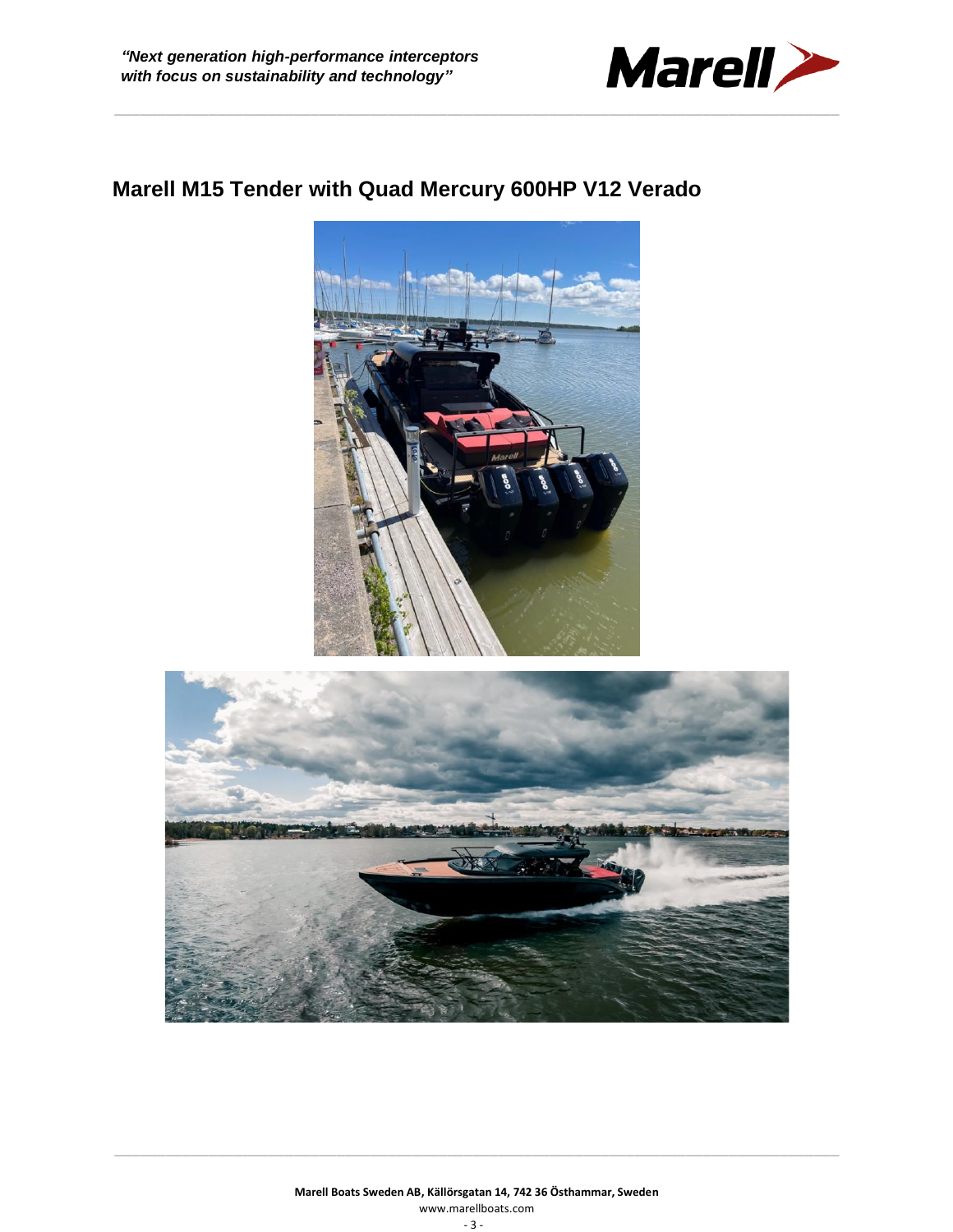## Marell M15 Tender with Quad Mercury 600HP V12 Verado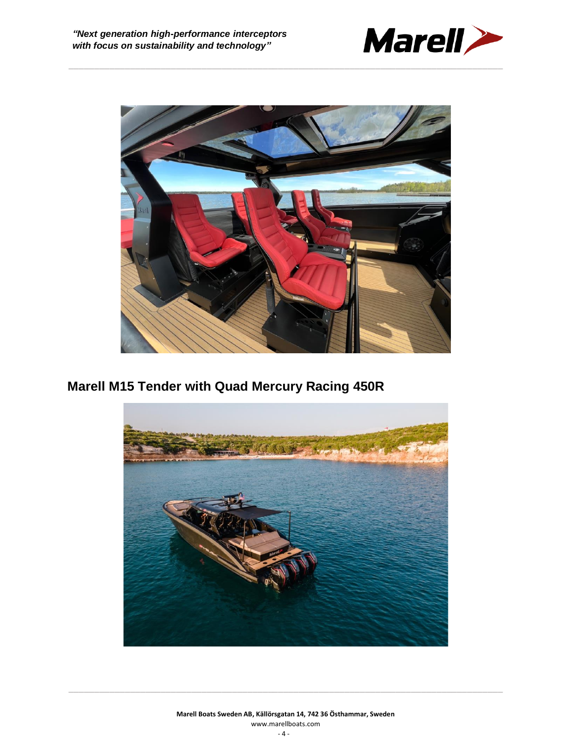## Marell M15 Tender with Quad Mercury Racing 450R